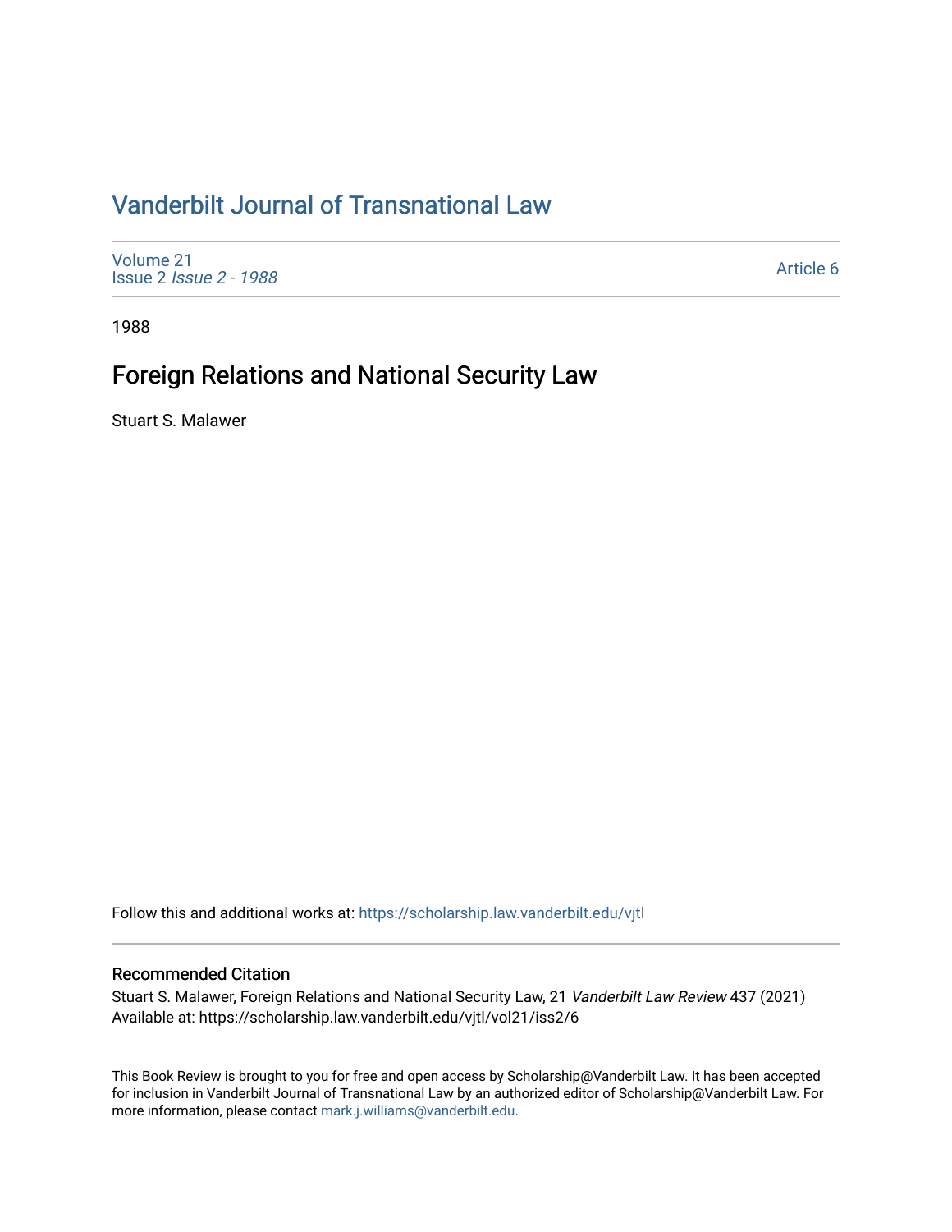# Vanderbilt Journal of Transnational Law

Volume 21
Issue 2 *Issue 2 - 1988*

Article 6

1988

## Foreign Relations and National Security Law

Stuart S. Malawer

Follow this and additional works at: https://scholarship.law.vanderbilt.edu/vjtl

### Recommended Citation

Stuart S. Malawer, Foreign Relations and National Security Law, 21 *Vanderbilt Law Review* 437 (2021)
Available at: https://scholarship.law.vanderbilt.edu/vjtl/vol21/iss2/6

This Book Review is brought to you for free and open access by Scholarship@Vanderbilt Law. It has been accepted for inclusion in Vanderbilt Journal of Transnational Law by an authorized editor of Scholarship@Vanderbilt Law. For more information, please contact mark.j.williams@vanderbilt.edu.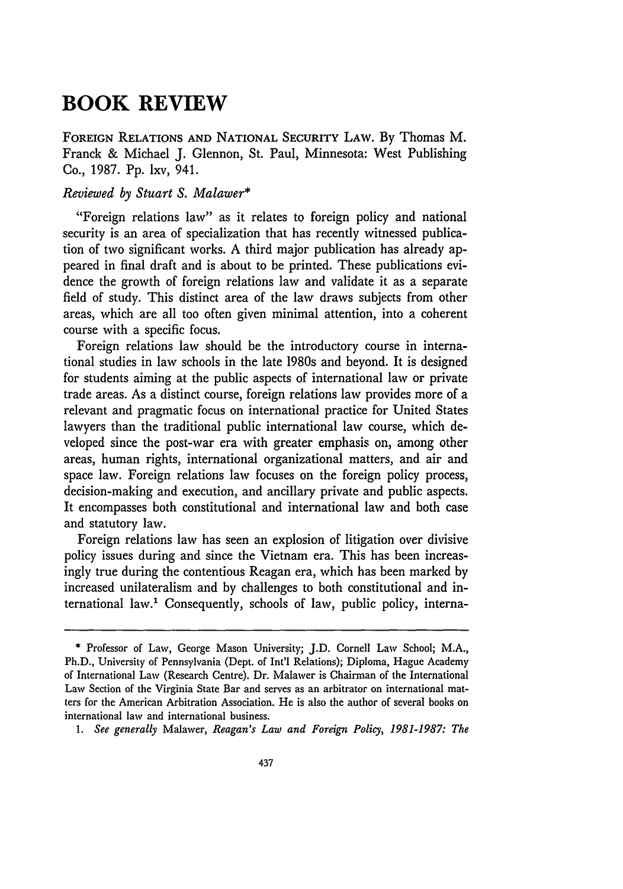# BOOK REVIEW

FOREIGN RELATIONS AND NATIONAL SECURITY LAW. By Thomas M. Franck & Michael J. Glennon, St. Paul, Minnesota: West Publishing Co., 1987. Pp. lxv, 941.

*Reviewed by Stuart S. Malawer\**

"Foreign relations law" as it relates to foreign policy and national security is an area of specialization that has recently witnessed publication of two significant works. A third major publication has already appeared in final draft and is about to be printed. These publications evidence the growth of foreign relations law and validate it as a separate field of study. This distinct area of the law draws subjects from other areas, which are all too often given minimal attention, into a coherent course with a specific focus.

Foreign relations law should be the introductory course in international studies in law schools in the late 1980s and beyond. It is designed for students aiming at the public aspects of international law or private trade areas. As a distinct course, foreign relations law provides more of a relevant and pragmatic focus on international practice for United States lawyers than the traditional public international law course, which developed since the post-war era with greater emphasis on, among other areas, human rights, international organizational matters, and air and space law. Foreign relations law focuses on the foreign policy process, decision-making and execution, and ancillary private and public aspects. It encompasses both constitutional and international law and both case and statutory law.

Foreign relations law has seen an explosion of litigation over divisive policy issues during and since the Vietnam era. This has been increasingly true during the contentious Reagan era, which has been marked by increased unilateralism and by challenges to both constitutional and international law.[1] Consequently, schools of law, public policy, interna-

---

\* Professor of Law, George Mason University; J.D. Cornell Law School; M.A., Ph.D., University of Pennsylvania (Dept. of Int'l Relations); Diploma, Hague Academy of International Law (Research Centre). Dr. Malawer is Chairman of the International Law Section of the Virginia State Bar and serves as an arbitrator on international matters for the American Arbitration Association. He is also the author of several books on international law and international business.

1. *See generally* Malawer, *Reagan's Law and Foreign Policy, 1981-1987: The*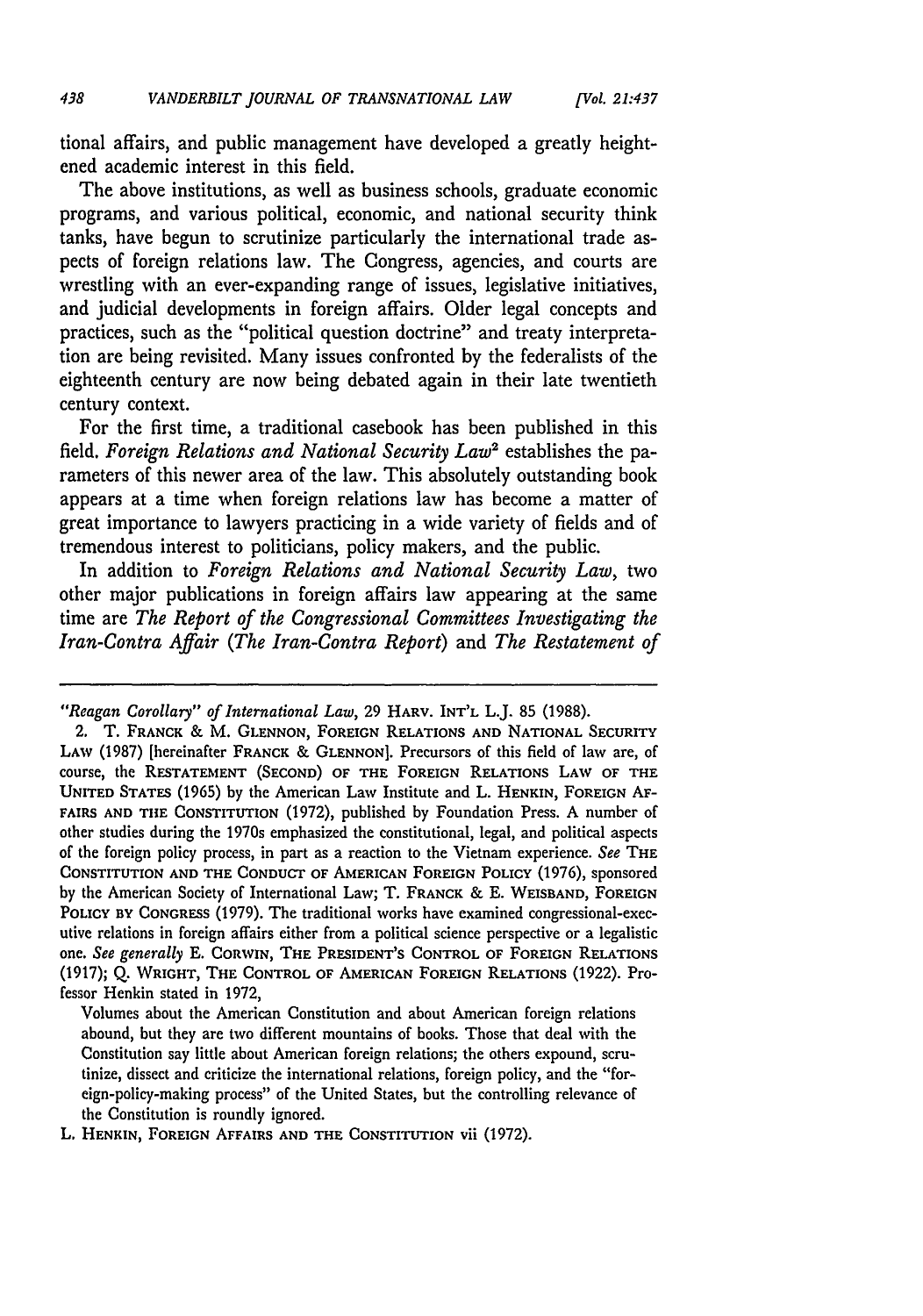tional affairs, and public management have developed a greatly heightened academic interest in this field.

The above institutions, as well as business schools, graduate economic programs, and various political, economic, and national security think tanks, have begun to scrutinize particularly the international trade aspects of foreign relations law. The Congress, agencies, and courts are wrestling with an ever-expanding range of issues, legislative initiatives, and judicial developments in foreign affairs. Older legal concepts and practices, such as the "political question doctrine" and treaty interpretation are being revisited. Many issues confronted by the federalists of the eighteenth century are now being debated again in their late twentieth century context.

For the first time, a traditional casebook has been published in this field. *Foreign Relations and National Security Law*[2] establishes the parameters of this newer area of the law. This absolutely outstanding book appears at a time when foreign relations law has become a matter of great importance to lawyers practicing in a wide variety of fields and of tremendous interest to politicians, policy makers, and the public.

In addition to *Foreign Relations and National Security Law*, two other major publications in foreign affairs law appearing at the same time are *The Report of the Congressional Committees Investigating the Iran-Contra Affair (The Iran-Contra Report)* and *The Restatement of*

---

*"Reagan Corollary" of International Law*, 29 HARV. INT'L L.J. 85 (1988).

2. T. FRANCK & M. GLENNON, FOREIGN RELATIONS AND NATIONAL SECURITY LAW (1987) [hereinafter FRANCK & GLENNON]. Precursors of this field of law are, of course, the RESTATEMENT (SECOND) OF THE FOREIGN RELATIONS LAW OF THE UNITED STATES (1965) by the American Law Institute and L. HENKIN, FOREIGN AFFAIRS AND THE CONSTITUTION (1972), published by Foundation Press. A number of other studies during the 1970s emphasized the constitutional, legal, and political aspects of the foreign policy process, in part as a reaction to the Vietnam experience. *See* THE CONSTITUTION AND THE CONDUCT OF AMERICAN FOREIGN POLICY (1976), sponsored by the American Society of International Law; T. FRANCK & E. WEISBAND, FOREIGN POLICY BY CONGRESS (1979). The traditional works have examined congressional-executive relations in foreign affairs either from a political science perspective or a legalistic one. *See generally* E. CORWIN, THE PRESIDENT'S CONTROL OF FOREIGN RELATIONS (1917); Q. WRIGHT, THE CONTROL OF AMERICAN FOREIGN RELATIONS (1922). Professor Henkin stated in 1972,

> Volumes about the American Constitution and about American foreign relations abound, but they are two different mountains of books. Those that deal with the Constitution say little about American foreign relations; the others expound, scrutinize, dissect and criticize the international relations, foreign policy, and the "foreign-policy-making process" of the United States, but the controlling relevance of the Constitution is roundly ignored.

L. HENKIN, FOREIGN AFFAIRS AND THE CONSTITUTION vii (1972).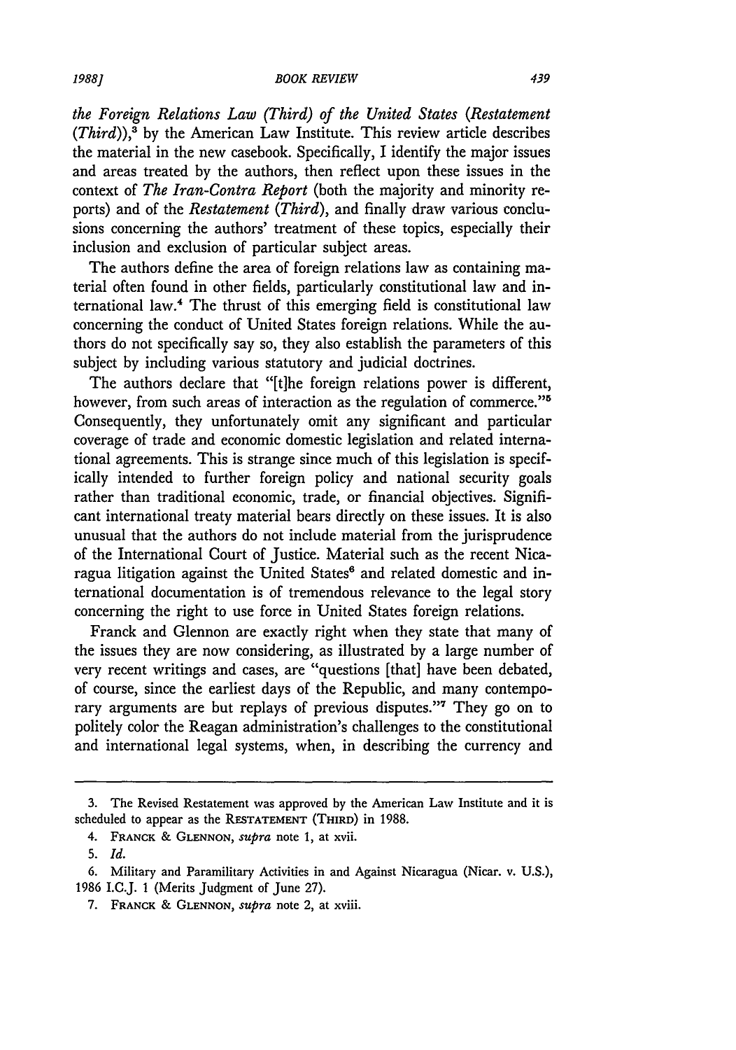*the Foreign Relations Law (Third) of the United States (Restatement (Third))*,[3] by the American Law Institute. This review article describes the material in the new casebook. Specifically, I identify the major issues and areas treated by the authors, then reflect upon these issues in the context of *The Iran-Contra Report* (both the majority and minority reports) and of the *Restatement (Third)*, and finally draw various conclusions concerning the authors' treatment of these topics, especially their inclusion and exclusion of particular subject areas.

The authors define the area of foreign relations law as containing material often found in other fields, particularly constitutional law and international law.[4] The thrust of this emerging field is constitutional law concerning the conduct of United States foreign relations. While the authors do not specifically say so, they also establish the parameters of this subject by including various statutory and judicial doctrines.

The authors declare that "[t]he foreign relations power is different, however, from such areas of interaction as the regulation of commerce."[5] Consequently, they unfortunately omit any significant and particular coverage of trade and economic domestic legislation and related international agreements. This is strange since much of this legislation is specifically intended to further foreign policy and national security goals rather than traditional economic, trade, or financial objectives. Significant international treaty material bears directly on these issues. It is also unusual that the authors do not include material from the jurisprudence of the International Court of Justice. Material such as the recent Nicaragua litigation against the United States[6] and related domestic and international documentation is of tremendous relevance to the legal story concerning the right to use force in United States foreign relations.

Franck and Glennon are exactly right when they state that many of the issues they are now considering, as illustrated by a large number of very recent writings and cases, are "questions [that] have been debated, of course, since the earliest days of the Republic, and many contemporary arguments are but replays of previous disputes."[7] They go on to politely color the Reagan administration's challenges to the constitutional and international legal systems, when, in describing the currency and

---

3. The Revised Restatement was approved by the American Law Institute and it is scheduled to appear as the RESTATEMENT (THIRD) in 1988.

4. FRANCK & GLENNON, *supra* note 1, at xvii.

5. *Id.*

6. Military and Paramilitary Activities in and Against Nicaragua (Nicar. v. U.S.), 1986 I.C.J. 1 (Merits Judgment of June 27).

7. FRANCK & GLENNON, *supra* note 2, at xviii.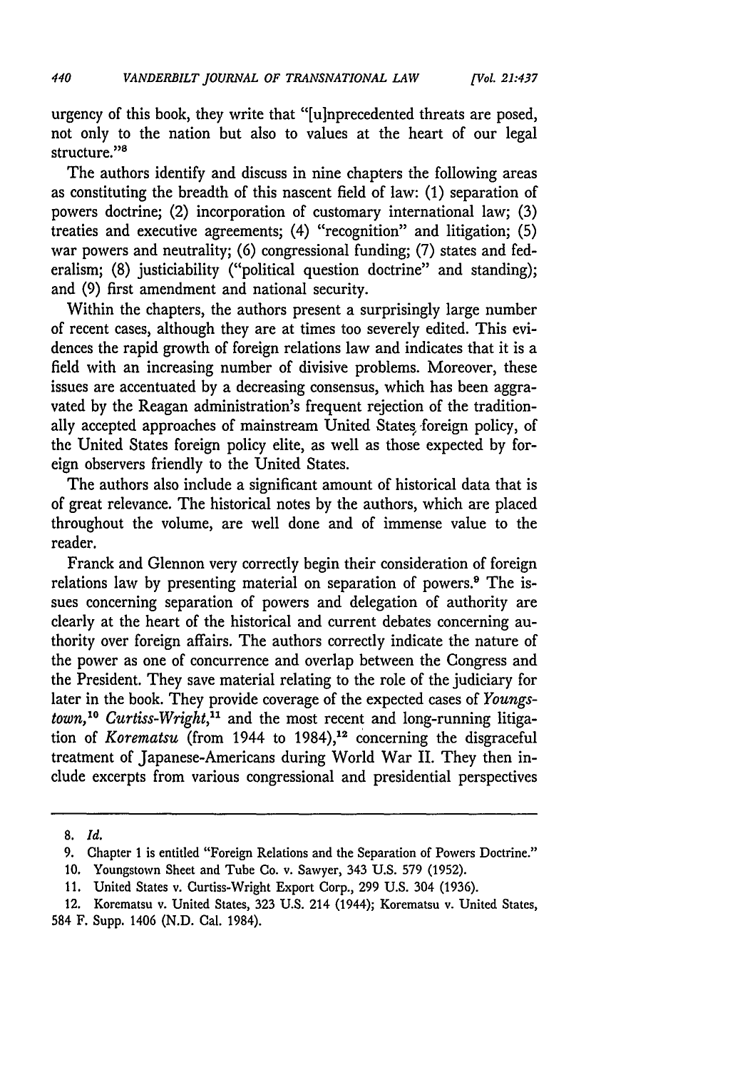urgency of this book, they write that "[u]nprecedented threats are posed, not only to the nation but also to values at the heart of our legal structure."[8]

The authors identify and discuss in nine chapters the following areas as constituting the breadth of this nascent field of law: (1) separation of powers doctrine; (2) incorporation of customary international law; (3) treaties and executive agreements; (4) "recognition" and litigation; (5) war powers and neutrality; (6) congressional funding; (7) states and federalism; (8) justiciability ("political question doctrine" and standing); and (9) first amendment and national security.

Within the chapters, the authors present a surprisingly large number of recent cases, although they are at times too severely edited. This evidences the rapid growth of foreign relations law and indicates that it is a field with an increasing number of divisive problems. Moreover, these issues are accentuated by a decreasing consensus, which has been aggravated by the Reagan administration's frequent rejection of the traditionally accepted approaches of mainstream United States foreign policy, of the United States foreign policy elite, as well as those expected by foreign observers friendly to the United States.

The authors also include a significant amount of historical data that is of great relevance. The historical notes by the authors, which are placed throughout the volume, are well done and of immense value to the reader.

Franck and Glennon very correctly begin their consideration of foreign relations law by presenting material on separation of powers.[9] The issues concerning separation of powers and delegation of authority are clearly at the heart of the historical and current debates concerning authority over foreign affairs. The authors correctly indicate the nature of the power as one of concurrence and overlap between the Congress and the President. They save material relating to the role of the judiciary for later in the book. They provide coverage of the expected cases of *Youngstown*,[10] *Curtiss-Wright*,[11] and the most recent and long-running litigation of *Korematsu* (from 1944 to 1984),[12] concerning the disgraceful treatment of Japanese-Americans during World War II. They then include excerpts from various congressional and presidential perspectives

---

8. *Id.*

9. Chapter 1 is entitled "Foreign Relations and the Separation of Powers Doctrine."

10. Youngstown Sheet and Tube Co. v. Sawyer, 343 U.S. 579 (1952).

11. United States v. Curtiss-Wright Export Corp., 299 U.S. 304 (1936).

12. Korematsu v. United States, 323 U.S. 214 (1944); Korematsu v. United States, 584 F. Supp. 1406 (N.D. Cal. 1984).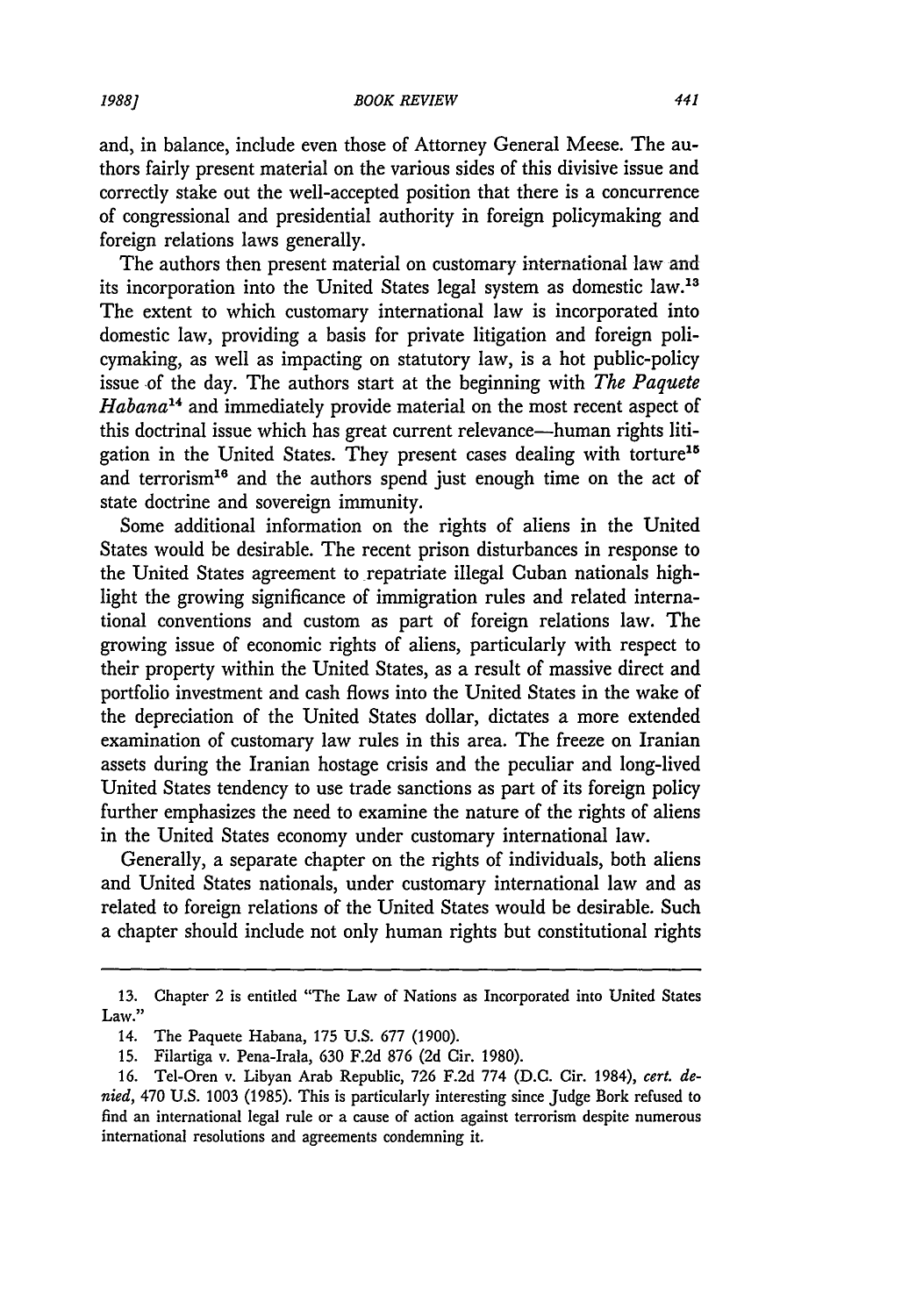and, in balance, include even those of Attorney General Meese. The authors fairly present material on the various sides of this divisive issue and correctly stake out the well-accepted position that there is a concurrence of congressional and presidential authority in foreign policymaking and foreign relations laws generally.

The authors then present material on customary international law and its incorporation into the United States legal system as domestic law.[13] The extent to which customary international law is incorporated into domestic law, providing a basis for private litigation and foreign policymaking, as well as impacting on statutory law, is a hot public-policy issue of the day. The authors start at the beginning with *The Paquete Habana*[14] and immediately provide material on the most recent aspect of this doctrinal issue which has great current relevance—human rights litigation in the United States. They present cases dealing with torture[15] and terrorism[16] and the authors spend just enough time on the act of state doctrine and sovereign immunity.

Some additional information on the rights of aliens in the United States would be desirable. The recent prison disturbances in response to the United States agreement to repatriate illegal Cuban nationals highlight the growing significance of immigration rules and related international conventions and custom as part of foreign relations law. The growing issue of economic rights of aliens, particularly with respect to their property within the United States, as a result of massive direct and portfolio investment and cash flows into the United States in the wake of the depreciation of the United States dollar, dictates a more extended examination of customary law rules in this area. The freeze on Iranian assets during the Iranian hostage crisis and the peculiar and long-lived United States tendency to use trade sanctions as part of its foreign policy further emphasizes the need to examine the nature of the rights of aliens in the United States economy under customary international law.

Generally, a separate chapter on the rights of individuals, both aliens and United States nationals, under customary international law and as related to foreign relations of the United States would be desirable. Such a chapter should include not only human rights but constitutional rights

---

13. Chapter 2 is entitled "The Law of Nations as Incorporated into United States Law."

14. The Paquete Habana, 175 U.S. 677 (1900).

15. Filartiga v. Pena-Irala, 630 F.2d 876 (2d Cir. 1980).

16. Tel-Oren v. Libyan Arab Republic, 726 F.2d 774 (D.C. Cir. 1984), *cert. denied*, 470 U.S. 1003 (1985). This is particularly interesting since Judge Bork refused to find an international legal rule or a cause of action against terrorism despite numerous international resolutions and agreements condemning it.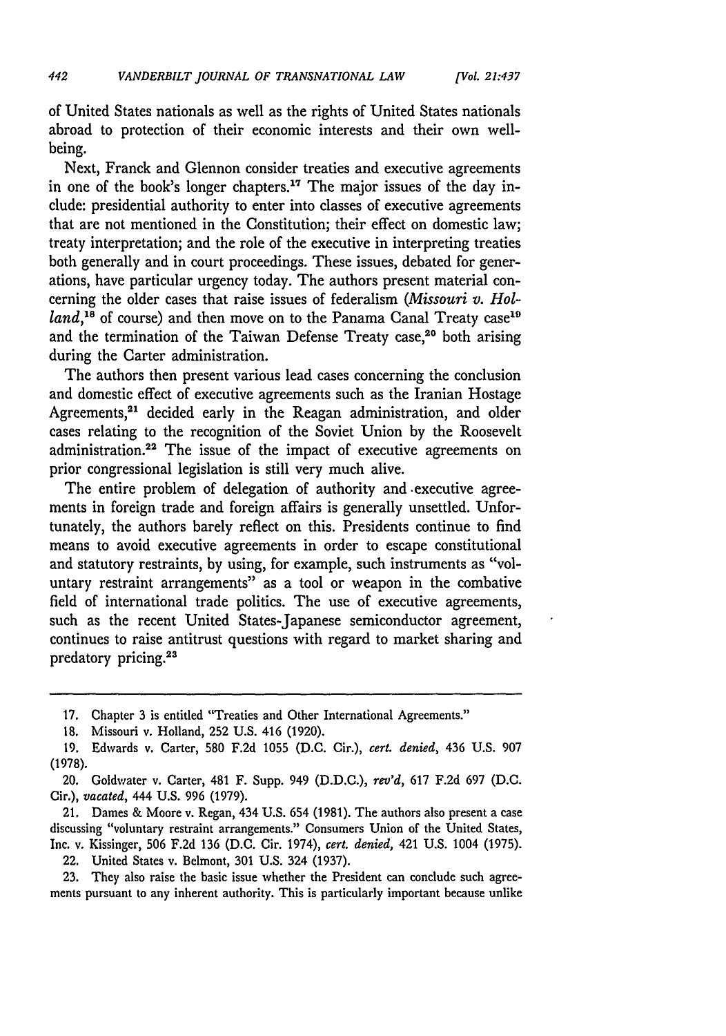of United States nationals as well as the rights of United States nationals abroad to protection of their economic interests and their own well-being.

Next, Franck and Glennon consider treaties and executive agreements in one of the book's longer chapters.[17] The major issues of the day include: presidential authority to enter into classes of executive agreements that are not mentioned in the Constitution; their effect on domestic law; treaty interpretation; and the role of the executive in interpreting treaties both generally and in court proceedings. These issues, debated for generations, have particular urgency today. The authors present material concerning the older cases that raise issues of federalism (*Missouri v. Holland*,[18] of course) and then move on to the Panama Canal Treaty case[19] and the termination of the Taiwan Defense Treaty case,[20] both arising during the Carter administration.

The authors then present various lead cases concerning the conclusion and domestic effect of executive agreements such as the Iranian Hostage Agreements,[21] decided early in the Reagan administration, and older cases relating to the recognition of the Soviet Union by the Roosevelt administration.[22] The issue of the impact of executive agreements on prior congressional legislation is still very much alive.

The entire problem of delegation of authority and executive agreements in foreign trade and foreign affairs is generally unsettled. Unfortunately, the authors barely reflect on this. Presidents continue to find means to avoid executive agreements in order to escape constitutional and statutory restraints, by using, for example, such instruments as "voluntary restraint arrangements" as a tool or weapon in the combative field of international trade politics. The use of executive agreements, such as the recent United States-Japanese semiconductor agreement, continues to raise antitrust questions with regard to market sharing and predatory pricing.[23]

---

17. Chapter 3 is entitled "Treaties and Other International Agreements."

18. Missouri v. Holland, 252 U.S. 416 (1920).

19. Edwards v. Carter, 580 F.2d 1055 (D.C. Cir.), *cert. denied*, 436 U.S. 907 (1978).

20. Goldwater v. Carter, 481 F. Supp. 949 (D.D.C.), *rev'd*, 617 F.2d 697 (D.C. Cir.), *vacated*, 444 U.S. 996 (1979).

21. Dames & Moore v. Regan, 434 U.S. 654 (1981). The authors also present a case discussing "voluntary restraint arrangements." Consumers Union of the United States, Inc. v. Kissinger, 506 F.2d 136 (D.C. Cir. 1974), *cert. denied*, 421 U.S. 1004 (1975).

22. United States v. Belmont, 301 U.S. 324 (1937).

23. They also raise the basic issue whether the President can conclude such agreements pursuant to any inherent authority. This is particularly important because unlike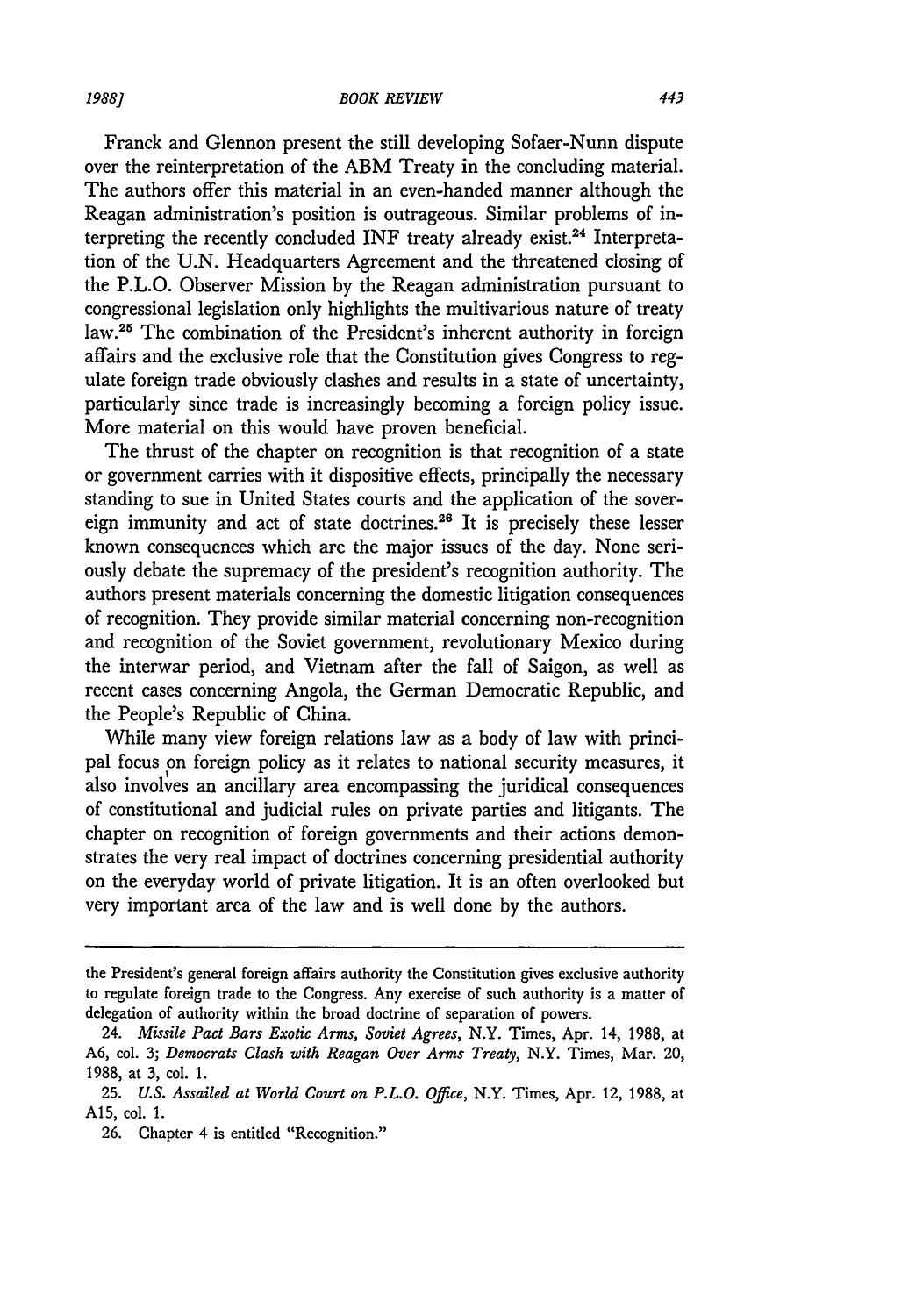Franck and Glennon present the still developing Sofaer-Nunn dispute over the reinterpretation of the ABM Treaty in the concluding material. The authors offer this material in an even-handed manner although the Reagan administration's position is outrageous. Similar problems of interpreting the recently concluded INF treaty already exist.[24] Interpretation of the U.N. Headquarters Agreement and the threatened closing of the P.L.O. Observer Mission by the Reagan administration pursuant to congressional legislation only highlights the multivarious nature of treaty law.[25] The combination of the President's inherent authority in foreign affairs and the exclusive role that the Constitution gives Congress to regulate foreign trade obviously clashes and results in a state of uncertainty, particularly since trade is increasingly becoming a foreign policy issue. More material on this would have proven beneficial.

The thrust of the chapter on recognition is that recognition of a state or government carries with it dispositive effects, principally the necessary standing to sue in United States courts and the application of the sovereign immunity and act of state doctrines.[26] It is precisely these lesser known consequences which are the major issues of the day. None seriously debate the supremacy of the president's recognition authority. The authors present materials concerning the domestic litigation consequences of recognition. They provide similar material concerning non-recognition and recognition of the Soviet government, revolutionary Mexico during the interwar period, and Vietnam after the fall of Saigon, as well as recent cases concerning Angola, the German Democratic Republic, and the People's Republic of China.

While many view foreign relations law as a body of law with principal focus on foreign policy as it relates to national security measures, it also involves an ancillary area encompassing the juridical consequences of constitutional and judicial rules on private parties and litigants. The chapter on recognition of foreign governments and their actions demonstrates the very real impact of doctrines concerning presidential authority on the everyday world of private litigation. It is an often overlooked but very important area of the law and is well done by the authors.

---

the President's general foreign affairs authority the Constitution gives exclusive authority to regulate foreign trade to the Congress. Any exercise of such authority is a matter of delegation of authority within the broad doctrine of separation of powers.

24. *Missile Pact Bars Exotic Arms, Soviet Agrees*, N.Y. Times, Apr. 14, 1988, at A6, col. 3; *Democrats Clash with Reagan Over Arms Treaty*, N.Y. Times, Mar. 20, 1988, at 3, col. 1.

25. *U.S. Assailed at World Court on P.L.O. Office*, N.Y. Times, Apr. 12, 1988, at A15, col. 1.

26. Chapter 4 is entitled "Recognition."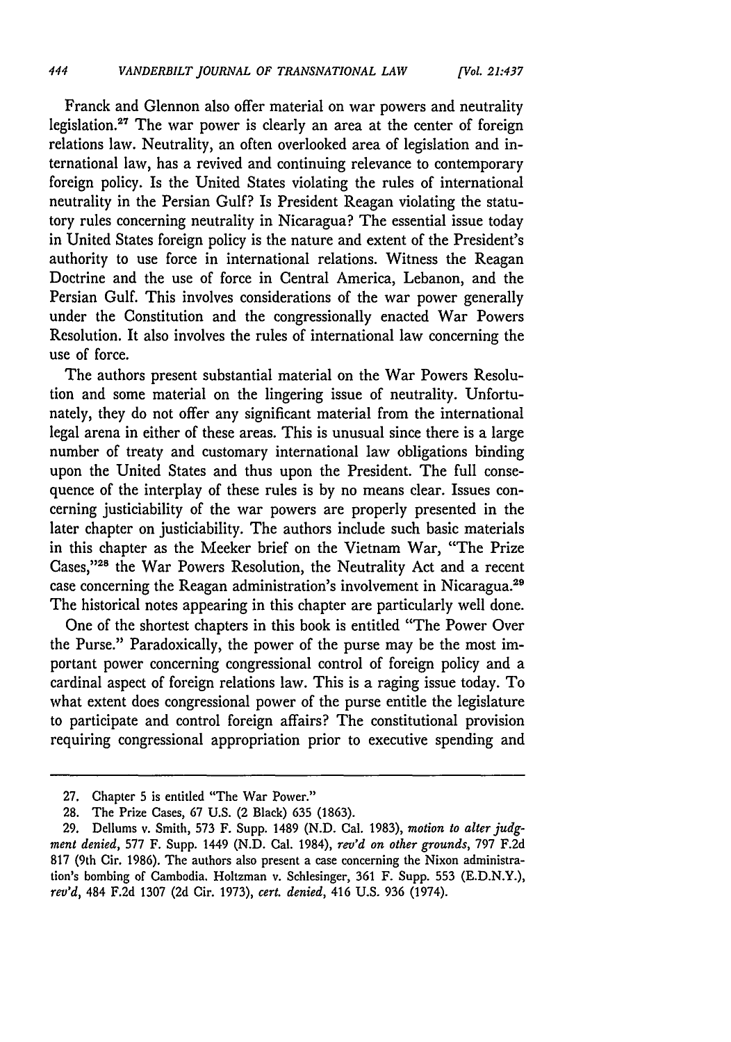Franck and Glennon also offer material on war powers and neutrality legislation.[27] The war power is clearly an area at the center of foreign relations law. Neutrality, an often overlooked area of legislation and international law, has a revived and continuing relevance to contemporary foreign policy. Is the United States violating the rules of international neutrality in the Persian Gulf? Is President Reagan violating the statutory rules concerning neutrality in Nicaragua? The essential issue today in United States foreign policy is the nature and extent of the President's authority to use force in international relations. Witness the Reagan Doctrine and the use of force in Central America, Lebanon, and the Persian Gulf. This involves considerations of the war power generally under the Constitution and the congressionally enacted War Powers Resolution. It also involves the rules of international law concerning the use of force.

The authors present substantial material on the War Powers Resolution and some material on the lingering issue of neutrality. Unfortunately, they do not offer any significant material from the international legal arena in either of these areas. This is unusual since there is a large number of treaty and customary international law obligations binding upon the United States and thus upon the President. The full consequence of the interplay of these rules is by no means clear. Issues concerning justiciability of the war powers are properly presented in the later chapter on justiciability. The authors include such basic materials in this chapter as the Meeker brief on the Vietnam War, "The Prize Cases,"[28] the War Powers Resolution, the Neutrality Act and a recent case concerning the Reagan administration's involvement in Nicaragua.[29] The historical notes appearing in this chapter are particularly well done.

One of the shortest chapters in this book is entitled "The Power Over the Purse." Paradoxically, the power of the purse may be the most important power concerning congressional control of foreign policy and a cardinal aspect of foreign relations law. This is a raging issue today. To what extent does congressional power of the purse entitle the legislature to participate and control foreign affairs? The constitutional provision requiring congressional appropriation prior to executive spending and

---

27. Chapter 5 is entitled "The War Power."

28. The Prize Cases, 67 U.S. (2 Black) 635 (1863).

29. Dellums v. Smith, 573 F. Supp. 1489 (N.D. Cal. 1983), *motion to alter judgment denied*, 577 F. Supp. 1449 (N.D. Cal. 1984), *rev'd on other grounds*, 797 F.2d 817 (9th Cir. 1986). The authors also present a case concerning the Nixon administration's bombing of Cambodia. Holtzman v. Schlesinger, 361 F. Supp. 553 (E.D.N.Y.), *rev'd*, 484 F.2d 1307 (2d Cir. 1973), *cert. denied*, 416 U.S. 936 (1974).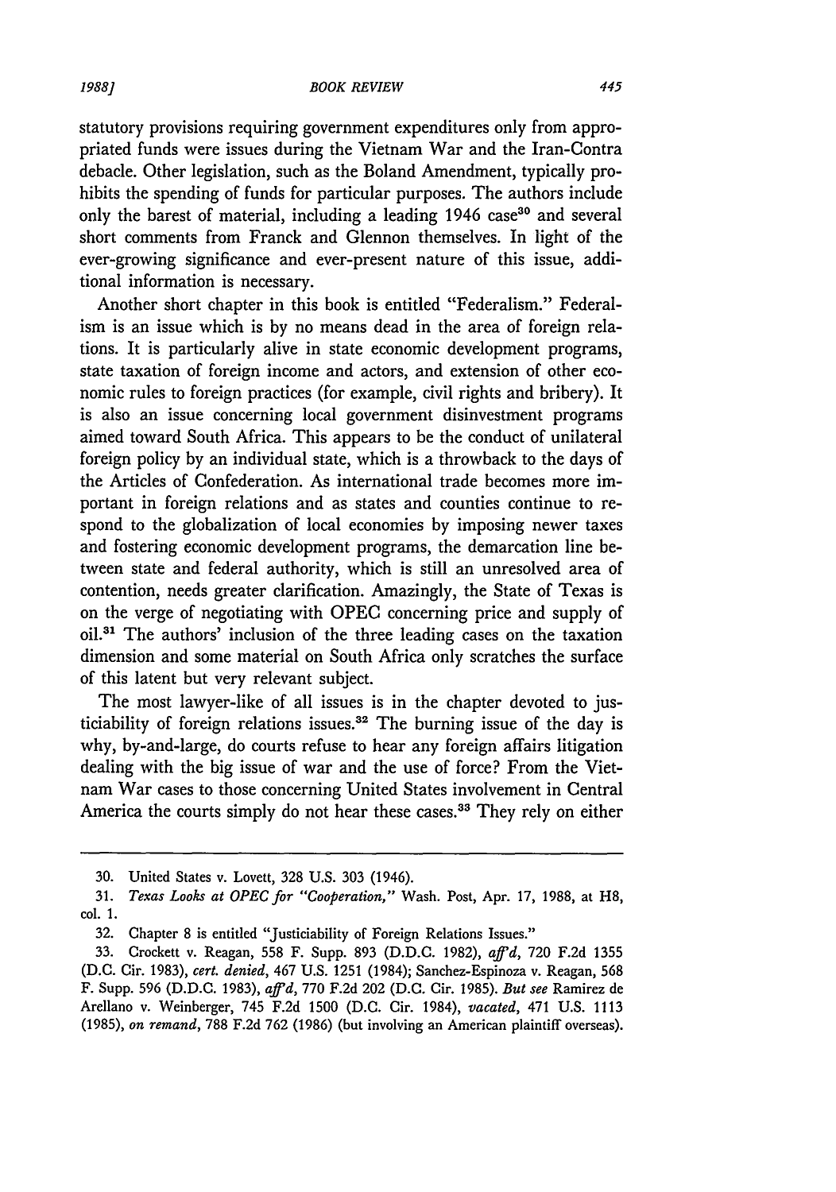statutory provisions requiring government expenditures only from appropriated funds were issues during the Vietnam War and the Iran-Contra debacle. Other legislation, such as the Boland Amendment, typically prohibits the spending of funds for particular purposes. The authors include only the barest of material, including a leading 1946 case[30] and several short comments from Franck and Glennon themselves. In light of the ever-growing significance and ever-present nature of this issue, additional information is necessary.

Another short chapter in this book is entitled "Federalism." Federalism is an issue which is by no means dead in the area of foreign relations. It is particularly alive in state economic development programs, state taxation of foreign income and actors, and extension of other economic rules to foreign practices (for example, civil rights and bribery). It is also an issue concerning local government disinvestment programs aimed toward South Africa. This appears to be the conduct of unilateral foreign policy by an individual state, which is a throwback to the days of the Articles of Confederation. As international trade becomes more important in foreign relations and as states and counties continue to respond to the globalization of local economies by imposing newer taxes and fostering economic development programs, the demarcation line between state and federal authority, which is still an unresolved area of contention, needs greater clarification. Amazingly, the State of Texas is on the verge of negotiating with OPEC concerning price and supply of oil.[31] The authors' inclusion of the three leading cases on the taxation dimension and some material on South Africa only scratches the surface of this latent but very relevant subject.

The most lawyer-like of all issues is in the chapter devoted to justiciability of foreign relations issues.[32] The burning issue of the day is why, by-and-large, do courts refuse to hear any foreign affairs litigation dealing with the big issue of war and the use of force? From the Vietnam War cases to those concerning United States involvement in Central America the courts simply do not hear these cases.[33] They rely on either

---

30. United States v. Lovett, 328 U.S. 303 (1946).

31. *Texas Looks at OPEC for "Cooperation,"* Wash. Post, Apr. 17, 1988, at H8, col. 1.

32. Chapter 8 is entitled "Justiciability of Foreign Relations Issues."

33. Crockett v. Reagan, 558 F. Supp. 893 (D.D.C. 1982), *aff'd*, 720 F.2d 1355 (D.C. Cir. 1983), *cert. denied*, 467 U.S. 1251 (1984); Sanchez-Espinoza v. Reagan, 568 F. Supp. 596 (D.D.C. 1983), *aff'd*, 770 F.2d 202 (D.C. Cir. 1985). *But see* Ramirez de Arellano v. Weinberger, 745 F.2d 1500 (D.C. Cir. 1984), *vacated*, 471 U.S. 1113 (1985), *on remand*, 788 F.2d 762 (1986) (but involving an American plaintiff overseas).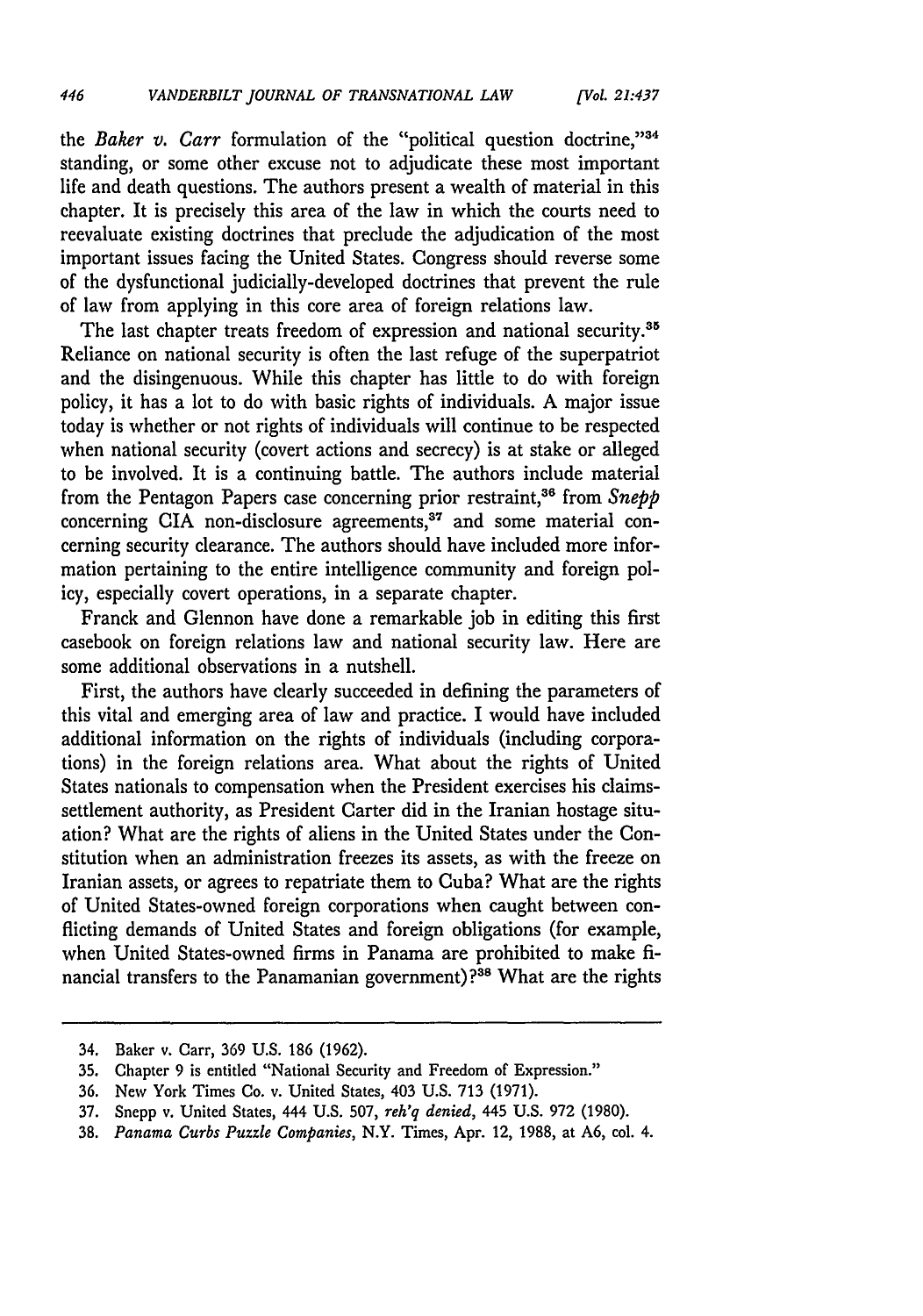the *Baker v. Carr* formulation of the "political question doctrine,"[34] standing, or some other excuse not to adjudicate these most important life and death questions. The authors present a wealth of material in this chapter. It is precisely this area of the law in which the courts need to reevaluate existing doctrines that preclude the adjudication of the most important issues facing the United States. Congress should reverse some of the dysfunctional judicially-developed doctrines that prevent the rule of law from applying in this core area of foreign relations law.

The last chapter treats freedom of expression and national security.[35] Reliance on national security is often the last refuge of the superpatriot and the disingenuous. While this chapter has little to do with foreign policy, it has a lot to do with basic rights of individuals. A major issue today is whether or not rights of individuals will continue to be respected when national security (covert actions and secrecy) is at stake or alleged to be involved. It is a continuing battle. The authors include material from the Pentagon Papers case concerning prior restraint,[36] from *Snepp* concerning CIA non-disclosure agreements,[37] and some material concerning security clearance. The authors should have included more information pertaining to the entire intelligence community and foreign policy, especially covert operations, in a separate chapter.

Franck and Glennon have done a remarkable job in editing this first casebook on foreign relations law and national security law. Here are some additional observations in a nutshell.

First, the authors have clearly succeeded in defining the parameters of this vital and emerging area of law and practice. I would have included additional information on the rights of individuals (including corporations) in the foreign relations area. What about the rights of United States nationals to compensation when the President exercises his claims-settlement authority, as President Carter did in the Iranian hostage situation? What are the rights of aliens in the United States under the Constitution when an administration freezes its assets, as with the freeze on Iranian assets, or agrees to repatriate them to Cuba? What are the rights of United States-owned foreign corporations when caught between conflicting demands of United States and foreign obligations (for example, when United States-owned firms in Panama are prohibited to make financial transfers to the Panamanian government)?[38] What are the rights

---

34. Baker v. Carr, 369 U.S. 186 (1962).

35. Chapter 9 is entitled "National Security and Freedom of Expression."

36. New York Times Co. v. United States, 403 U.S. 713 (1971).

37. Snepp v. United States, 444 U.S. 507, *reh'g denied*, 445 U.S. 972 (1980).

38. *Panama Curbs Puzzle Companies*, N.Y. Times, Apr. 12, 1988, at A6, col. 4.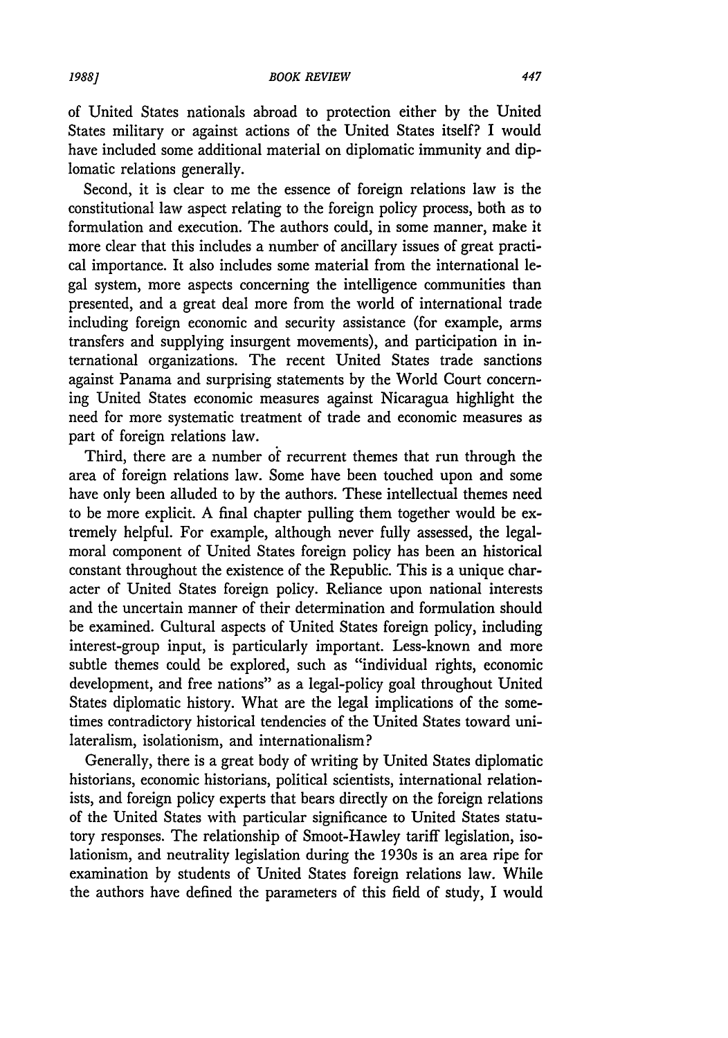of United States nationals abroad to protection either by the United States military or against actions of the United States itself? I would have included some additional material on diplomatic immunity and diplomatic relations generally.

Second, it is clear to me the essence of foreign relations law is the constitutional law aspect relating to the foreign policy process, both as to formulation and execution. The authors could, in some manner, make it more clear that this includes a number of ancillary issues of great practical importance. It also includes some material from the international legal system, more aspects concerning the intelligence communities than presented, and a great deal more from the world of international trade including foreign economic and security assistance (for example, arms transfers and supplying insurgent movements), and participation in international organizations. The recent United States trade sanctions against Panama and surprising statements by the World Court concerning United States economic measures against Nicaragua highlight the need for more systematic treatment of trade and economic measures as part of foreign relations law.

Third, there are a number of recurrent themes that run through the area of foreign relations law. Some have been touched upon and some have only been alluded to by the authors. These intellectual themes need to be more explicit. A final chapter pulling them together would be extremely helpful. For example, although never fully assessed, the legal-moral component of United States foreign policy has been an historical constant throughout the existence of the Republic. This is a unique character of United States foreign policy. Reliance upon national interests and the uncertain manner of their determination and formulation should be examined. Cultural aspects of United States foreign policy, including interest-group input, is particularly important. Less-known and more subtle themes could be explored, such as "individual rights, economic development, and free nations" as a legal-policy goal throughout United States diplomatic history. What are the legal implications of the sometimes contradictory historical tendencies of the United States toward unilateralism, isolationism, and internationalism?

Generally, there is a great body of writing by United States diplomatic historians, economic historians, political scientists, international relationists, and foreign policy experts that bears directly on the foreign relations of the United States with particular significance to United States statutory responses. The relationship of Smoot-Hawley tariff legislation, isolationism, and neutrality legislation during the 1930s is an area ripe for examination by students of United States foreign relations law. While the authors have defined the parameters of this field of study, I would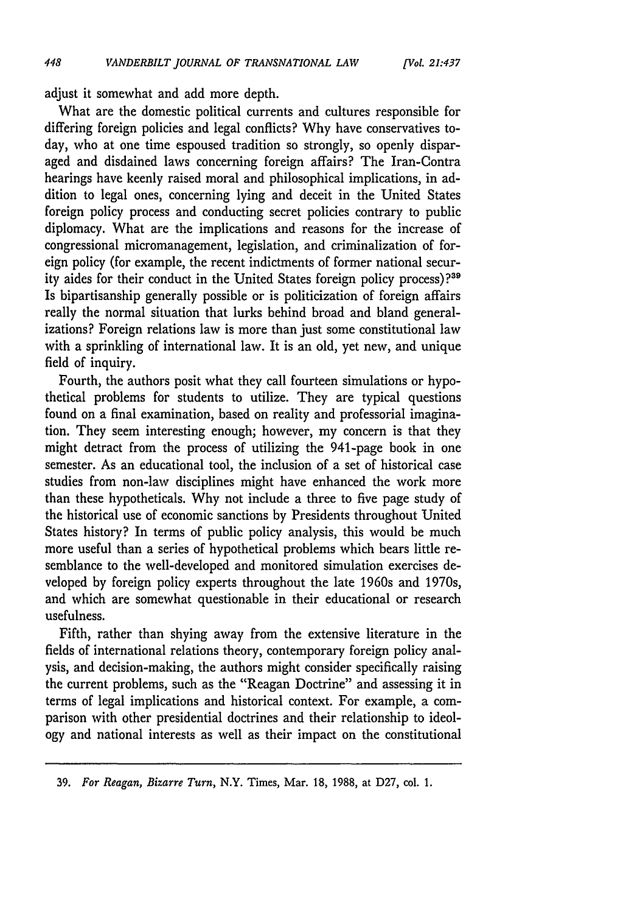adjust it somewhat and add more depth.

What are the domestic political currents and cultures responsible for differing foreign policies and legal conflicts? Why have conservatives today, who at one time espoused tradition so strongly, so openly disparaged and disdained laws concerning foreign affairs? The Iran-Contra hearings have keenly raised moral and philosophical implications, in addition to legal ones, concerning lying and deceit in the United States foreign policy process and conducting secret policies contrary to public diplomacy. What are the implications and reasons for the increase of congressional micromanagement, legislation, and criminalization of foreign policy (for example, the recent indictments of former national security aides for their conduct in the United States foreign policy process)?[39] Is bipartisanship generally possible or is politicization of foreign affairs really the normal situation that lurks behind broad and bland generalizations? Foreign relations law is more than just some constitutional law with a sprinkling of international law. It is an old, yet new, and unique field of inquiry.

Fourth, the authors posit what they call fourteen simulations or hypothetical problems for students to utilize. They are typical questions found on a final examination, based on reality and professorial imagination. They seem interesting enough; however, my concern is that they might detract from the process of utilizing the 941-page book in one semester. As an educational tool, the inclusion of a set of historical case studies from non-law disciplines might have enhanced the work more than these hypotheticals. Why not include a three to five page study of the historical use of economic sanctions by Presidents throughout United States history? In terms of public policy analysis, this would be much more useful than a series of hypothetical problems which bears little resemblance to the well-developed and monitored simulation exercises developed by foreign policy experts throughout the late 1960s and 1970s, and which are somewhat questionable in their educational or research usefulness.

Fifth, rather than shying away from the extensive literature in the fields of international relations theory, contemporary foreign policy analysis, and decision-making, the authors might consider specifically raising the current problems, such as the "Reagan Doctrine" and assessing it in terms of legal implications and historical context. For example, a comparison with other presidential doctrines and their relationship to ideology and national interests as well as their impact on the constitutional

---

39. *For Reagan, Bizarre Turn*, N.Y. Times, Mar. 18, 1988, at D27, col. 1.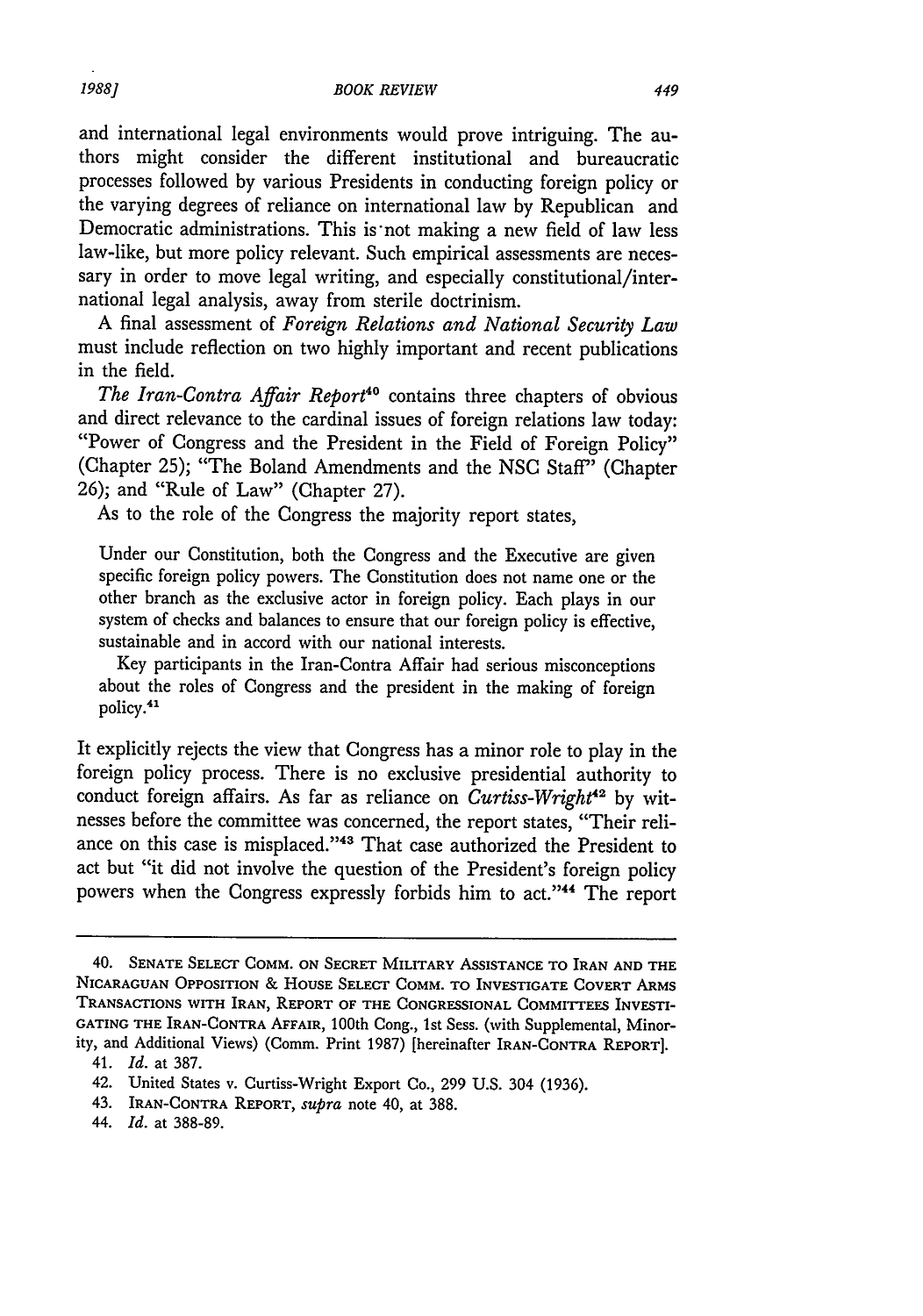and international legal environments would prove intriguing. The authors might consider the different institutional and bureaucratic processes followed by various Presidents in conducting foreign policy or the varying degrees of reliance on international law by Republican and Democratic administrations. This is not making a new field of law less law-like, but more policy relevant. Such empirical assessments are necessary in order to move legal writing, and especially constitutional/international legal analysis, away from sterile doctrinism.

A final assessment of *Foreign Relations and National Security Law* must include reflection on two highly important and recent publications in the field.

*The Iran-Contra Affair Report*[40] contains three chapters of obvious and direct relevance to the cardinal issues of foreign relations law today: "Power of Congress and the President in the Field of Foreign Policy" (Chapter 25); "The Boland Amendments and the NSC Staff" (Chapter 26); and "Rule of Law" (Chapter 27).

As to the role of the Congress the majority report states,

> Under our Constitution, both the Congress and the Executive are given specific foreign policy powers. The Constitution does not name one or the other branch as the exclusive actor in foreign policy. Each plays in our system of checks and balances to ensure that our foreign policy is effective, sustainable and in accord with our national interests.
>
> Key participants in the Iran-Contra Affair had serious misconceptions about the roles of Congress and the president in the making of foreign policy.[41]

It explicitly rejects the view that Congress has a minor role to play in the foreign policy process. There is no exclusive presidential authority to conduct foreign affairs. As far as reliance on *Curtiss-Wright*[42] by witnesses before the committee was concerned, the report states, "Their reliance on this case is misplaced."[43] That case authorized the President to act but "it did not involve the question of the President's foreign policy powers when the Congress expressly forbids him to act."[44] The report

---

40. SENATE SELECT COMM. ON SECRET MILITARY ASSISTANCE TO IRAN AND THE NICARAGUAN OPPOSITION & HOUSE SELECT COMM. TO INVESTIGATE COVERT ARMS TRANSACTIONS WITH IRAN, REPORT OF THE CONGRESSIONAL COMMITTEES INVESTIGATING THE IRAN-CONTRA AFFAIR, 100th Cong., 1st Sess. (with Supplemental, Minority, and Additional Views) (Comm. Print 1987) [hereinafter IRAN-CONTRA REPORT].

41. *Id.* at 387.

42. United States v. Curtiss-Wright Export Co., 299 U.S. 304 (1936).

43. IRAN-CONTRA REPORT, *supra* note 40, at 388.

44. *Id.* at 388-89.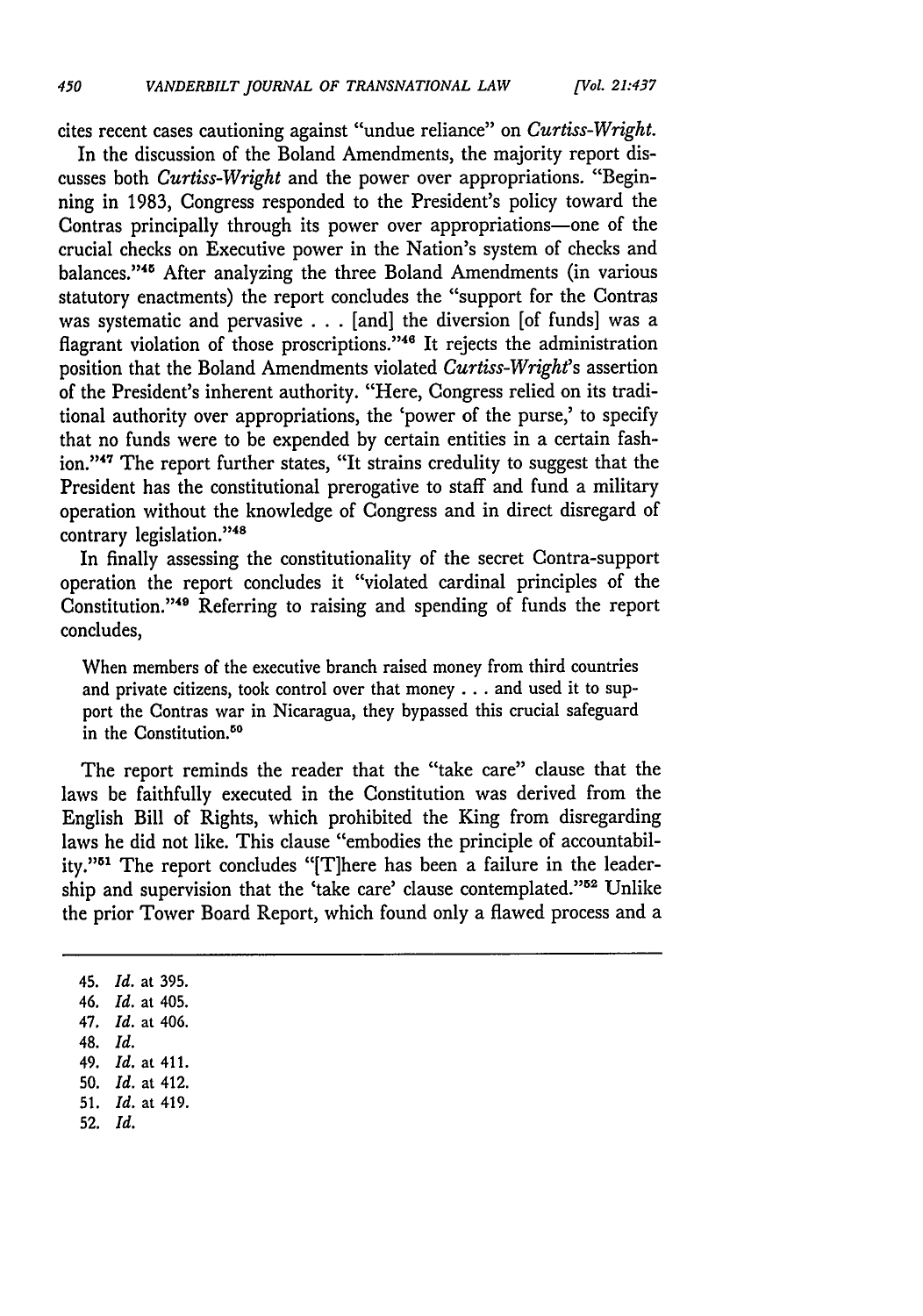cites recent cases cautioning against "undue reliance" on *Curtiss-Wright*.

In the discussion of the Boland Amendments, the majority report discusses both *Curtiss-Wright* and the power over appropriations. "Beginning in 1983, Congress responded to the President's policy toward the Contras principally through its power over appropriations—one of the crucial checks on Executive power in the Nation's system of checks and balances."[45] After analyzing the three Boland Amendments (in various statutory enactments) the report concludes the "support for the Contras was systematic and pervasive . . . [and] the diversion [of funds] was a flagrant violation of those proscriptions."[46] It rejects the administration position that the Boland Amendments violated *Curtiss-Wright's* assertion of the President's inherent authority. "Here, Congress relied on its traditional authority over appropriations, the 'power of the purse,' to specify that no funds were to be expended by certain entities in a certain fashion."[47] The report further states, "It strains credulity to suggest that the President has the constitutional prerogative to staff and fund a military operation without the knowledge of Congress and in direct disregard of contrary legislation."[48]

In finally assessing the constitutionality of the secret Contra-support operation the report concludes it "violated cardinal principles of the Constitution."[49] Referring to raising and spending of funds the report concludes,

> When members of the executive branch raised money from third countries and private citizens, took control over that money . . . and used it to support the Contras war in Nicaragua, they bypassed this crucial safeguard in the Constitution.[50]

The report reminds the reader that the "take care" clause that the laws be faithfully executed in the Constitution was derived from the English Bill of Rights, which prohibited the King from disregarding laws he did not like. This clause "embodies the principle of accountability."[51] The report concludes "[T]here has been a failure in the leadership and supervision that the 'take care' clause contemplated."[52] Unlike the prior Tower Board Report, which found only a flawed process and a

---

45. *Id.* at 395.
46. *Id.* at 405.
47. *Id.* at 406.
48. *Id.*
49. *Id.* at 411.
50. *Id.* at 412.
51. *Id.* at 419.
52. *Id.*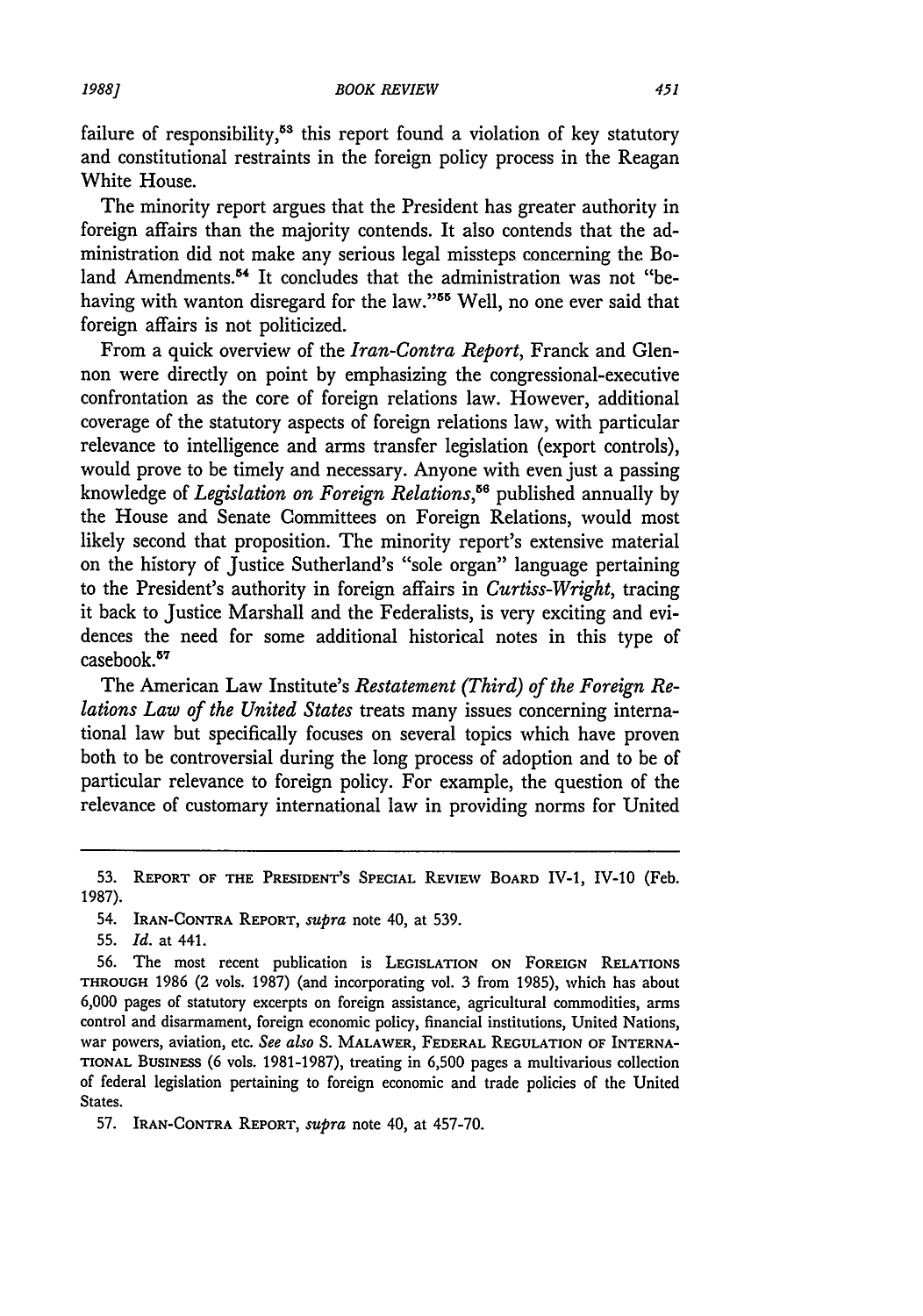failure of responsibility,[53] this report found a violation of key statutory and constitutional restraints in the foreign policy process in the Reagan White House.

The minority report argues that the President has greater authority in foreign affairs than the majority contends. It also contends that the administration did not make any serious legal missteps concerning the Boland Amendments.[54] It concludes that the administration was not "behaving with wanton disregard for the law."[55] Well, no one ever said that foreign affairs is not politicized.

From a quick overview of the *Iran-Contra Report*, Franck and Glennon were directly on point by emphasizing the congressional-executive confrontation as the core of foreign relations law. However, additional coverage of the statutory aspects of foreign relations law, with particular relevance to intelligence and arms transfer legislation (export controls), would prove to be timely and necessary. Anyone with even just a passing knowledge of *Legislation on Foreign Relations*,[56] published annually by the House and Senate Committees on Foreign Relations, would most likely second that proposition. The minority report's extensive material on the history of Justice Sutherland's "sole organ" language pertaining to the President's authority in foreign affairs in *Curtiss-Wright*, tracing it back to Justice Marshall and the Federalists, is very exciting and evidences the need for some additional historical notes in this type of casebook.[57]

The American Law Institute's *Restatement (Third) of the Foreign Relations Law of the United States* treats many issues concerning international law but specifically focuses on several topics which have proven both to be controversial during the long process of adoption and to be of particular relevance to foreign policy. For example, the question of the relevance of customary international law in providing norms for United

---

53. REPORT OF THE PRESIDENT'S SPECIAL REVIEW BOARD IV-1, IV-10 (Feb. 1987).

54. IRAN-CONTRA REPORT, *supra* note 40, at 539.

55. *Id.* at 441.

56. The most recent publication is LEGISLATION ON FOREIGN RELATIONS THROUGH 1986 (2 vols. 1987) (and incorporating vol. 3 from 1985), which has about 6,000 pages of statutory excerpts on foreign assistance, agricultural commodities, arms control and disarmament, foreign economic policy, financial institutions, United Nations, war powers, aviation, etc. *See also* S. MALAWER, FEDERAL REGULATION OF INTERNATIONAL BUSINESS (6 vols. 1981-1987), treating in 6,500 pages a multivarious collection of federal legislation pertaining to foreign economic and trade policies of the United States.

57. IRAN-CONTRA REPORT, *supra* note 40, at 457-70.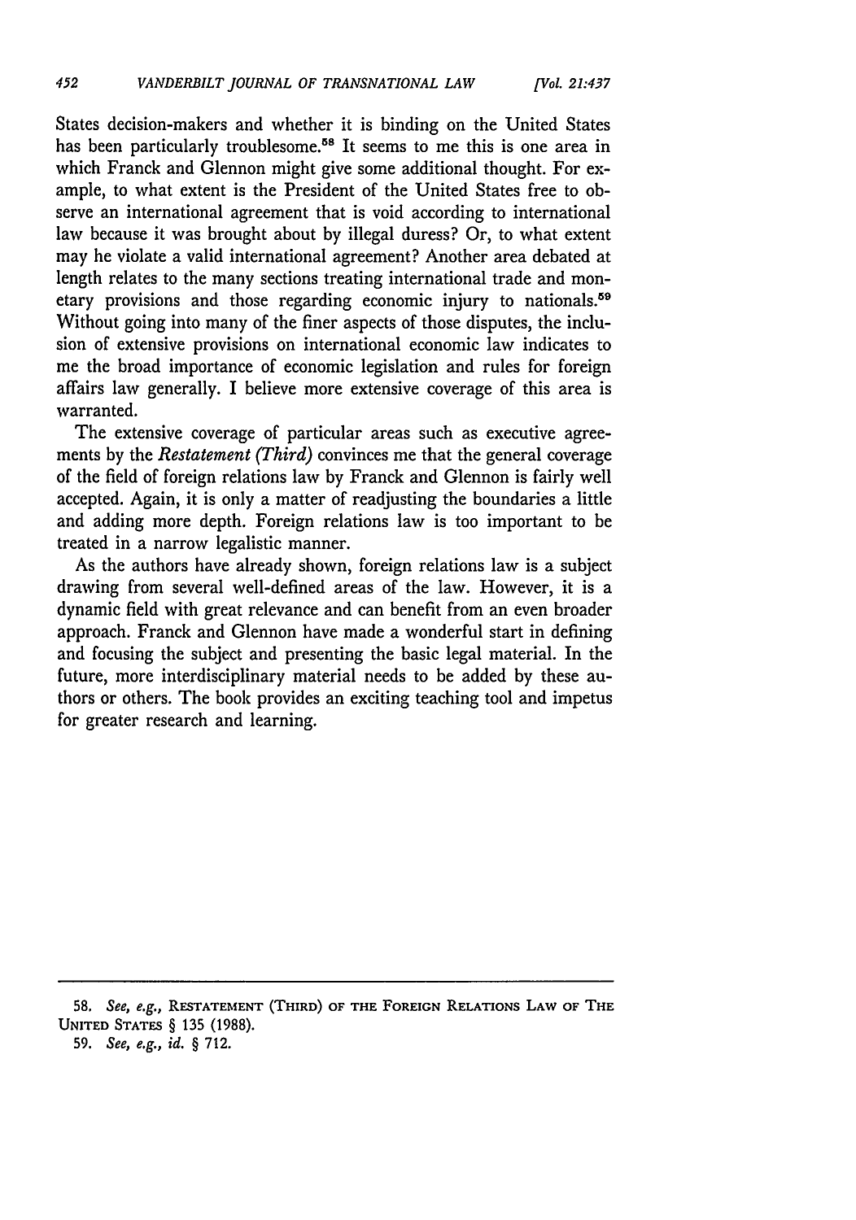States decision-makers and whether it is binding on the United States has been particularly troublesome.[58] It seems to me this is one area in which Franck and Glennon might give some additional thought. For example, to what extent is the President of the United States free to observe an international agreement that is void according to international law because it was brought about by illegal duress? Or, to what extent may he violate a valid international agreement? Another area debated at length relates to the many sections treating international trade and monetary provisions and those regarding economic injury to nationals.[59] Without going into many of the finer aspects of those disputes, the inclusion of extensive provisions on international economic law indicates to me the broad importance of economic legislation and rules for foreign affairs law generally. I believe more extensive coverage of this area is warranted.

The extensive coverage of particular areas such as executive agreements by the *Restatement (Third)* convinces me that the general coverage of the field of foreign relations law by Franck and Glennon is fairly well accepted. Again, it is only a matter of readjusting the boundaries a little and adding more depth. Foreign relations law is too important to be treated in a narrow legalistic manner.

As the authors have already shown, foreign relations law is a subject drawing from several well-defined areas of the law. However, it is a dynamic field with great relevance and can benefit from an even broader approach. Franck and Glennon have made a wonderful start in defining and focusing the subject and presenting the basic legal material. In the future, more interdisciplinary material needs to be added by these authors or others. The book provides an exciting teaching tool and impetus for greater research and learning.

---

58. *See, e.g.*, RESTATEMENT (THIRD) OF THE FOREIGN RELATIONS LAW OF THE UNITED STATES § 135 (1988).

59. *See, e.g.*, *id.* § 712.